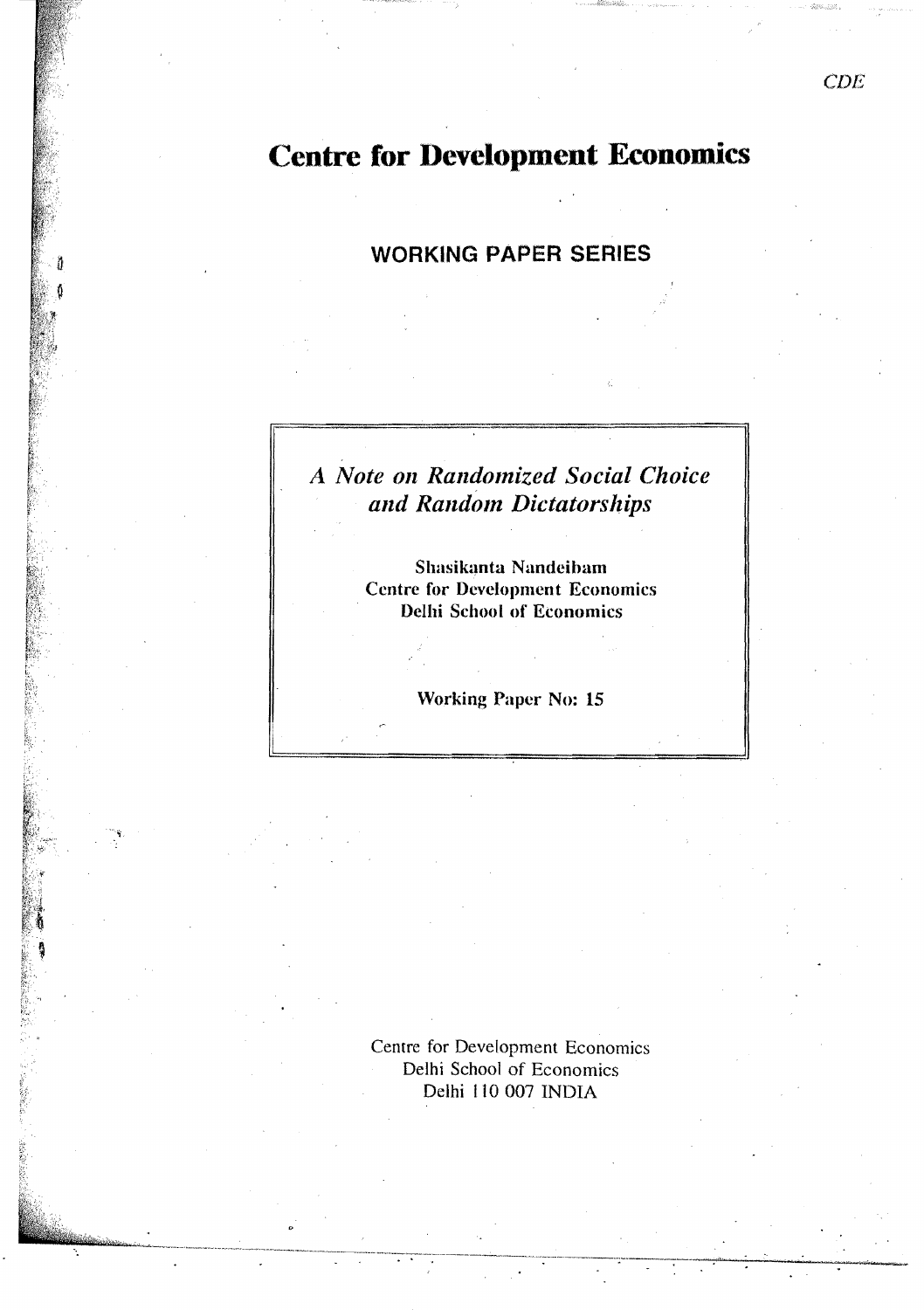CDE

# Centre for Development Economics

## WORKING PAPER SERIES

*A Note on Randomized Social Choice and Random Dictatorships*

**Shasikanta Nandeibam**
**Centre for Development Economics**
**Delhi School of Economics**

**Working Paper No: 15**

Centre for Development Economics
Delhi School of Economics
Delhi 110 007 INDIA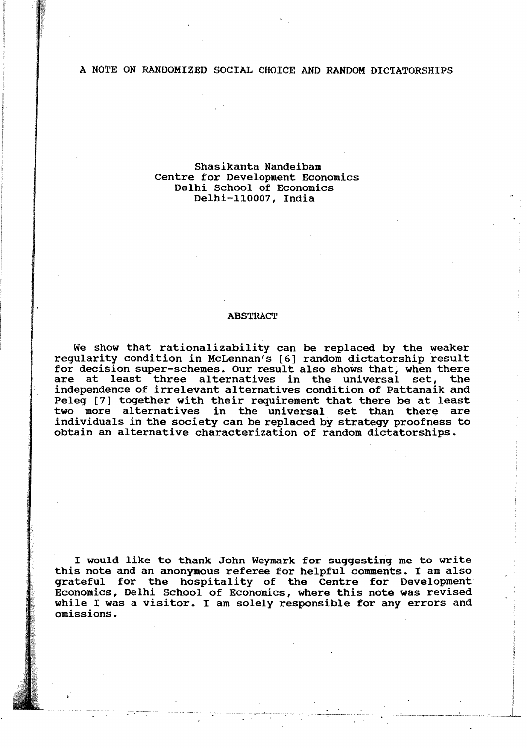# A NOTE ON RANDOMIZED SOCIAL CHOICE AND RANDOM DICTATORSHIPS

Shasikanta Nandeibam
Centre for Development Economics
Delhi School of Economics
Delhi-110007, India

## ABSTRACT

We show that rationalizability can be replaced by the weaker regularity condition in McLennan's [6] random dictatorship result for decision super-schemes. Our result also shows that, when there are at least three alternatives in the universal set, the independence of irrelevant alternatives condition of Pattanaik and Peleg [7] together with their requirement that there be at least two more alternatives in the universal set than there are individuals in the society can be replaced by strategy proofness to obtain an alternative characterization of random dictatorships.

I would like to thank John Weymark for suggesting me to write this note and an anonymous referee for helpful comments. I am also grateful for the hospitality of the Centre for Development Economics, Delhi School of Economics, where this note was revised while I was a visitor. I am solely responsible for any errors and omissions.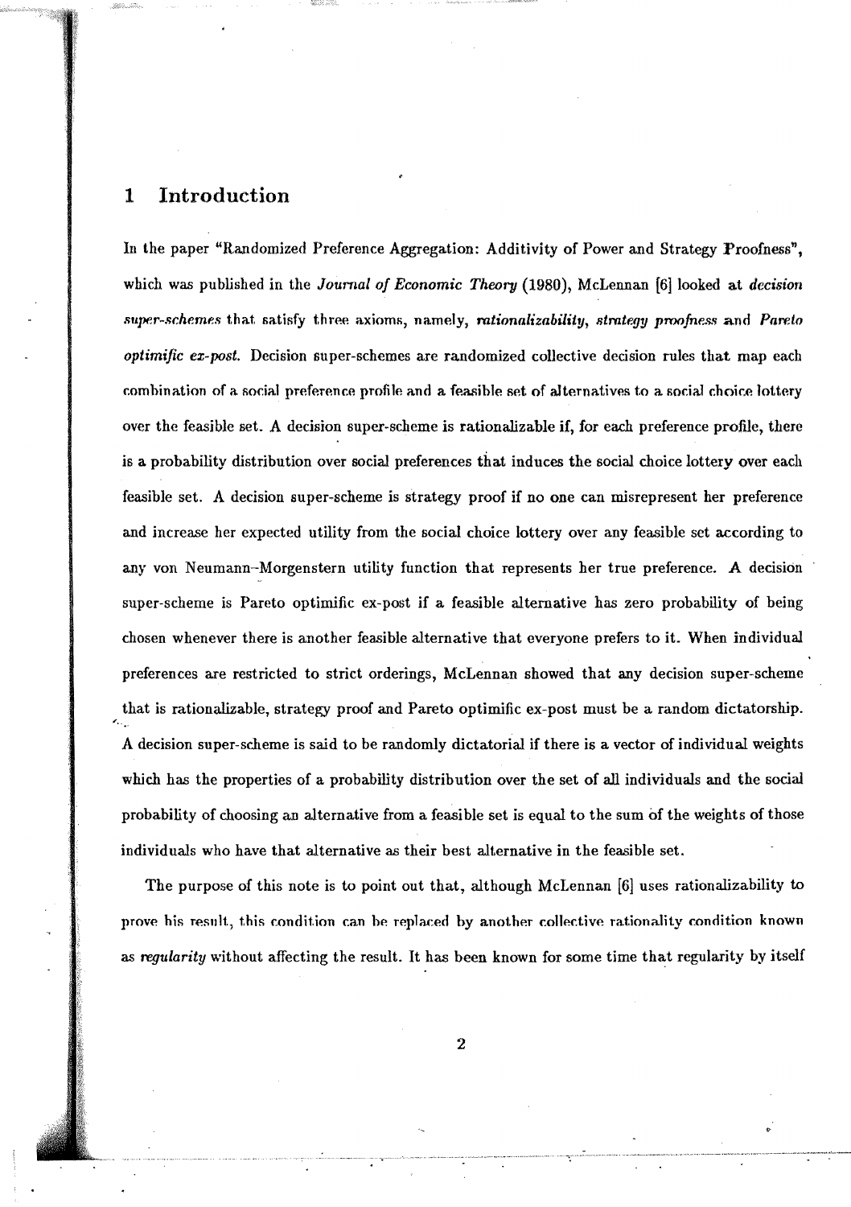## 1 Introduction

In the paper "Randomized Preference Aggregation: Additivity of Power and Strategy Proofness", which was published in the *Journal of Economic Theory* (1980), McLennan [6] looked at *decision super-schemes* that satisfy three axioms, namely, *rationalizability*, *strategy proofness* and *Pareto optimific ex-post*. Decision super-schemes are randomized collective decision rules that map each combination of a social preference profile and a feasible set of alternatives to a social choice lottery over the feasible set. A decision super-scheme is rationalizable if, for each preference profile, there is a probability distribution over social preferences that induces the social choice lottery over each feasible set. A decision super-scheme is strategy proof if no one can misrepresent her preference and increase her expected utility from the social choice lottery over any feasible set according to any von Neumann–Morgenstern utility function that represents her true preference. A decision super-scheme is Pareto optimific ex-post if a feasible alternative has zero probability of being chosen whenever there is another feasible alternative that everyone prefers to it. When individual preferences are restricted to strict orderings, McLennan showed that any decision super-scheme that is rationalizable, strategy proof and Pareto optimific ex-post must be a random dictatorship. A decision super-scheme is said to be randomly dictatorial if there is a vector of individual weights which has the properties of a probability distribution over the set of all individuals and the social probability of choosing an alternative from a feasible set is equal to the sum of the weights of those individuals who have that alternative as their best alternative in the feasible set.

The purpose of this note is to point out that, although McLennan [6] uses rationalizability to prove his result, this condition can be replaced by another collective rationality condition known as *regularity* without affecting the result. It has been known for some time that regularity by itself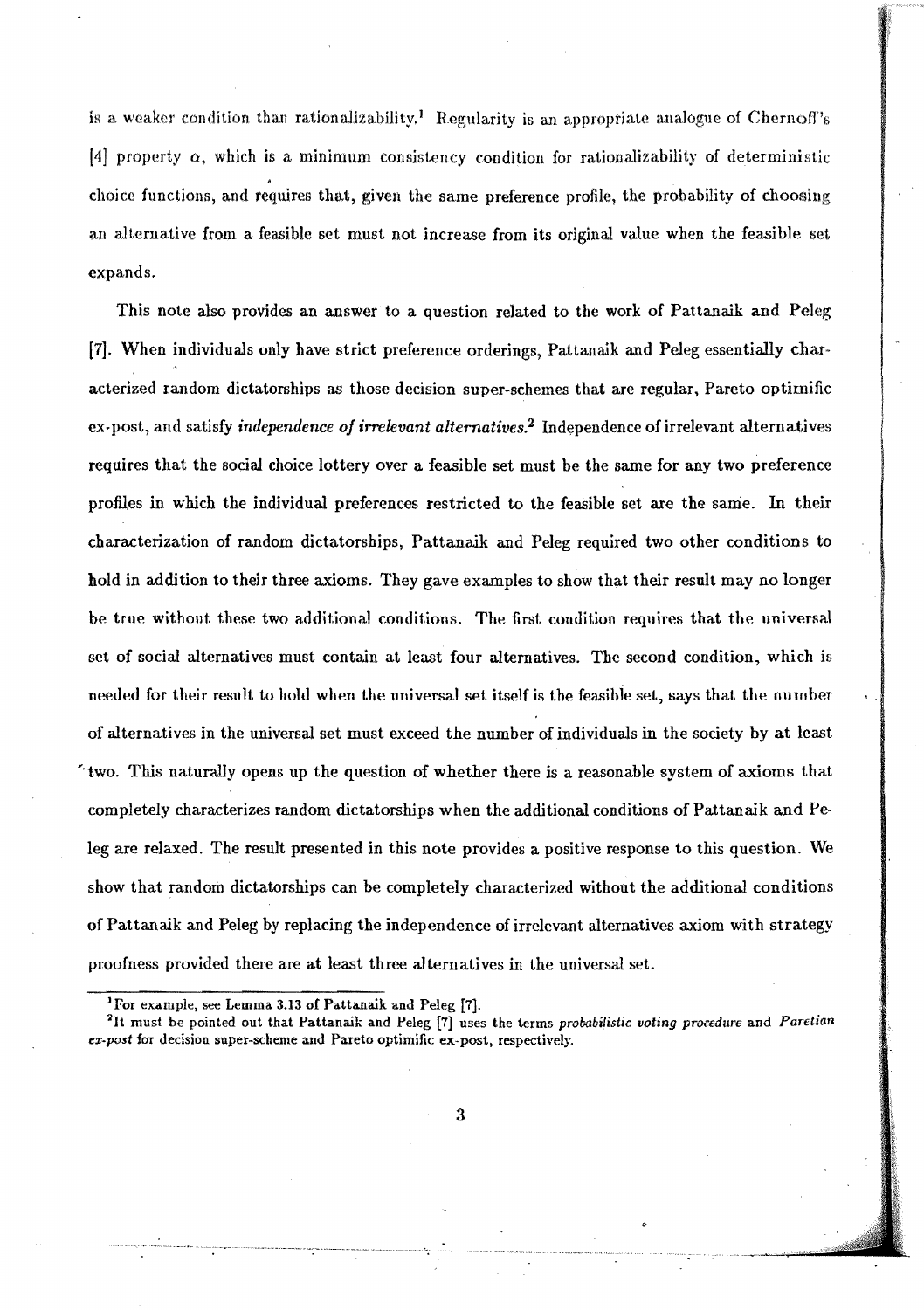is a weaker condition than rationalizability.[1] Regularity is an appropriate analogue of Chernoff's [4] property $\alpha$, which is a minimum consistency condition for rationalizability of deterministic choice functions, and requires that, given the same preference profile, the probability of choosing an alternative from a feasible set must not increase from its original value when the feasible set expands.

This note also provides an answer to a question related to the work of Pattanaik and Peleg [7]. When individuals only have strict preference orderings, Pattanaik and Peleg essentially characterized random dictatorships as those decision super-schemes that are regular, Pareto optimific ex-post, and satisfy *independence of irrelevant alternatives*.[2] Independence of irrelevant alternatives requires that the social choice lottery over a feasible set must be the same for any two preference profiles in which the individual preferences restricted to the feasible set are the same. In their characterization of random dictatorships, Pattanaik and Peleg required two other conditions to hold in addition to their three axioms. They gave examples to show that their result may no longer be true without these two additional conditions. The first condition requires that the universal set of social alternatives must contain at least four alternatives. The second condition, which is needed for their result to hold when the universal set itself is the feasible set, says that the number of alternatives in the universal set must exceed the number of individuals in the society by at least two. This naturally opens up the question of whether there is a reasonable system of axioms that completely characterizes random dictatorships when the additional conditions of Pattanaik and Peleg are relaxed. The result presented in this note provides a positive response to this question. We show that random dictatorships can be completely characterized without the additional conditions of Pattanaik and Peleg by replacing the independence of irrelevant alternatives axiom with strategy proofness provided there are at least three alternatives in the universal set.

[1] For example, see Lemma 3.13 of Pattanaik and Peleg [7].

[2] It must be pointed out that Pattanaik and Peleg [7] uses the terms *probabilistic voting procedure* and *Paretian ex-post* for decision super-scheme and Pareto optimific ex-post, respectively.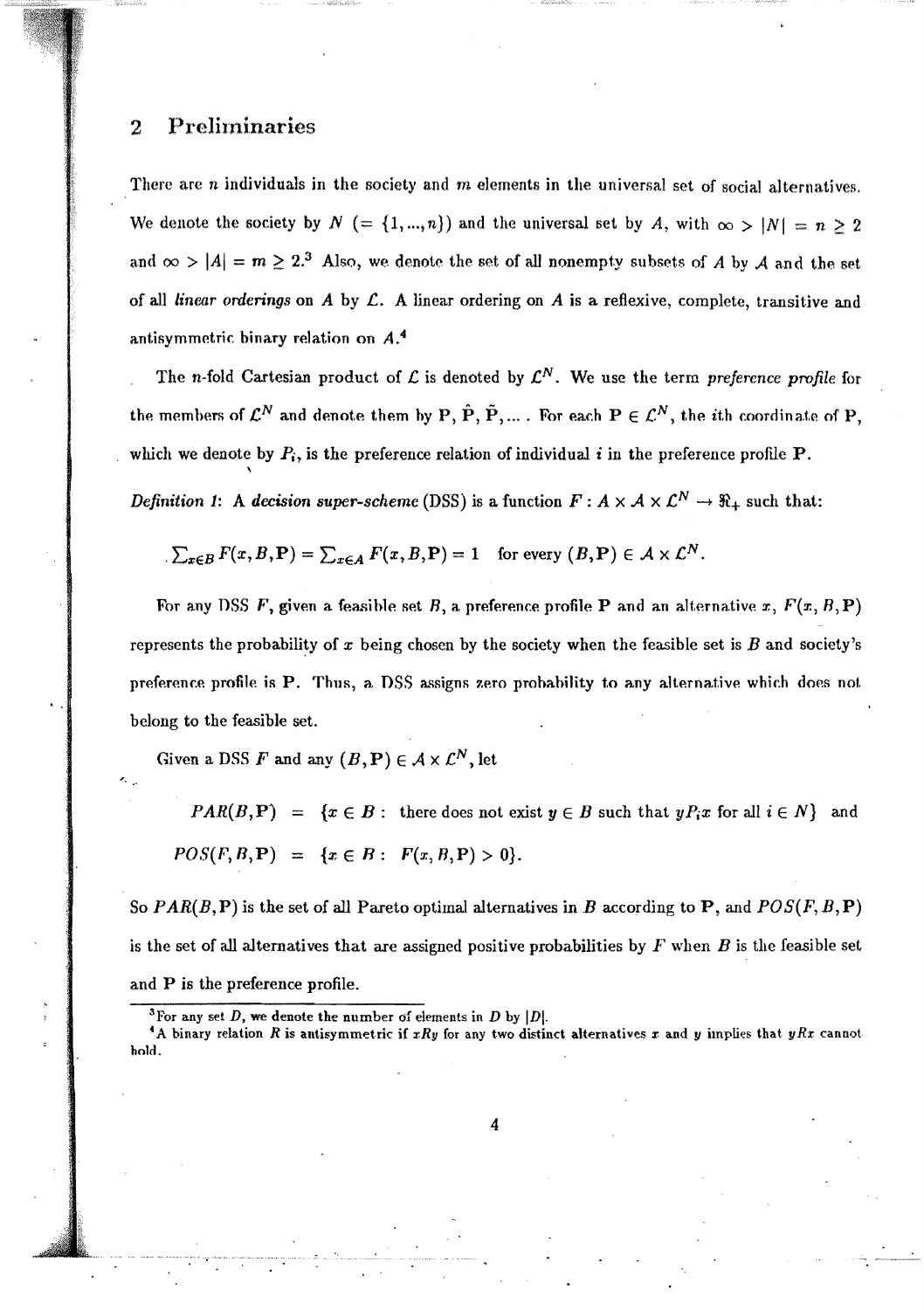## 2 Preliminaries

There are $n$ individuals in the society and $m$ elements in the universal set of social alternatives. We denote the society by $N$ $(= \{1, ..., n\})$ and the universal set by $A$, with $\infty > |N| = n \geq 2$ and $\infty > |A| = m \geq 2$.[3] Also, we denote the set of all nonempty subsets of $A$ by $\mathcal{A}$ and the set of all *linear orderings* on $A$ by $\mathcal{L}$. A linear ordering on $A$ is a reflexive, complete, transitive and antisymmetric binary relation on $A$.[4]

The $n$-fold Cartesian product of $\mathcal{L}$ is denoted by $\mathcal{L}^N$. We use the term *preference profile* for the members of $\mathcal{L}^N$ and denote them by $\mathbf{P}$, $\hat{\mathbf{P}}$, $\tilde{\mathbf{P}}$, ... . For each $\mathbf{P} \in \mathcal{L}^N$, the $i$th coordinate of $\mathbf{P}$, which we denote by $P_i$, is the preference relation of individual $i$ in the preference profile $\mathbf{P}$.

*Definition 1*: A *decision super-scheme* (DSS) is a function $F : A \times \mathcal{A} \times \mathcal{L}^N \rightarrow \Re_+$ such that:

$$\sum_{x \in B} F(x, B, \mathbf{P}) = \sum_{x \in A} F(x, B, \mathbf{P}) = 1 \quad \text{for every } (B, \mathbf{P}) \in \mathcal{A} \times \mathcal{L}^N.$$

For any DSS $F$, given a feasible set $B$, a preference profile $\mathbf{P}$ and an alternative $x$, $F(x, B, \mathbf{P})$ represents the probability of $x$ being chosen by the society when the feasible set is $B$ and society's preference profile is $\mathbf{P}$. Thus, a DSS assigns zero probability to any alternative which does not belong to the feasible set.

Given a DSS $F$ and any $(B, \mathbf{P}) \in \mathcal{A} \times \mathcal{L}^N$, let

$$\begin{aligned} PAR(B, \mathbf{P}) &= \{x \in B : \text{ there does not exist } y \in B \text{ such that } yP_ix \text{ for all } i \in N\} \quad \text{and} \\ POS(F, B, \mathbf{P}) &= \{x \in B : F(x, B, \mathbf{P}) > 0\}. \end{aligned}$$

So $PAR(B, \mathbf{P})$ is the set of all Pareto optimal alternatives in $B$ according to $\mathbf{P}$, and $POS(F, B, \mathbf{P})$ is the set of all alternatives that are assigned positive probabilities by $F$ when $B$ is the feasible set and $\mathbf{P}$ is the preference profile.

---

[3] For any set $D$, we denote the number of elements in $D$ by $|D|$.

[4] A binary relation $R$ is antisymmetric if $xRy$ for any two distinct alternatives $x$ and $y$ implies that $yRx$ cannot hold.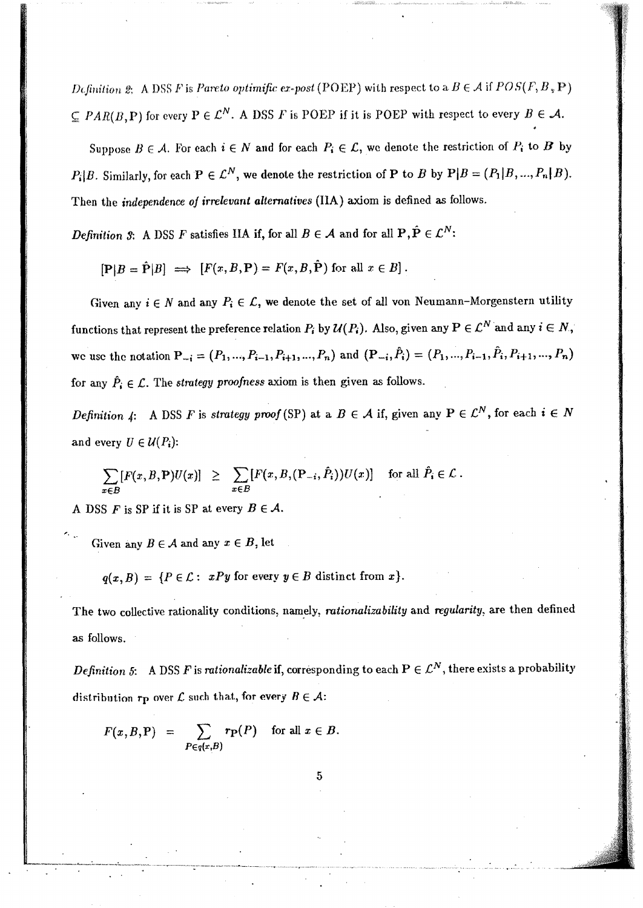*Definition 2*: A DSS $F$ is *Pareto optimific ex-post* (POEP) with respect to a $B \in \mathcal{A}$ if $POS(F, B, \mathbf{P}) \subseteq PAR(B, \mathbf{P})$ for every $\mathbf{P} \in \mathcal{L}^N$. A DSS $F$ is POEP if it is POEP with respect to every $B \in \mathcal{A}$.

Suppose $B \in \mathcal{A}$. For each $i \in N$ and for each $P_i \in \mathcal{L}$, we denote the restriction of $P_i$ to $B$ by $P_i|B$. Similarly, for each $\mathbf{P} \in \mathcal{L}^N$, we denote the restriction of $\mathbf{P}$ to $B$ by $\mathbf{P}|B = (P_1|B, ..., P_n|B)$. Then the *independence of irrelevant alternatives* (IIA) axiom is defined as follows.

*Definition 3*: A DSS $F$ satisfies IIA if, for all $B \in \mathcal{A}$ and for all $\mathbf{P}, \hat{\mathbf{P}} \in \mathcal{L}^N$:

$$[\mathbf{P}|B = \hat{\mathbf{P}}|B] \implies [F(x, B, \mathbf{P}) = F(x, B, \hat{\mathbf{P}}) \text{ for all } x \in B].$$

Given any $i \in N$ and any $P_i \in \mathcal{L}$, we denote the set of all von Neumann–Morgenstern utility functions that represent the preference relation $P_i$ by $\mathcal{U}(P_i)$. Also, given any $\mathbf{P} \in \mathcal{L}^N$ and any $i \in N$, we use the notation $\mathbf{P}_{-i} = (P_1, ..., P_{i-1}, P_{i+1}, ..., P_n)$ and $(\mathbf{P}_{-i}, \hat{P}_i) = (P_1, ..., P_{i-1}, \hat{P}_i, P_{i+1}, ..., P_n)$ for any $\hat{P}_i \in \mathcal{L}$. The *strategy proofness* axiom is then given as follows.

*Definition 4*: A DSS $F$ is *strategy proof* (SP) at a $B \in \mathcal{A}$ if, given any $\mathbf{P} \in \mathcal{L}^N$, for each $i \in N$ and every $U \in \mathcal{U}(P_i)$:

$$\sum_{x \in B} [F(x, B, \mathbf{P}) U(x)] \;\geq\; \sum_{x \in B} [F(x, B, (\mathbf{P}_{-i}, \hat{P}_i)) U(x)] \quad \text{for all } \hat{P}_i \in \mathcal{L}.$$

A DSS $F$ is SP if it is SP at every $B \in \mathcal{A}$.

Given any $B \in \mathcal{A}$ and any $x \in B$, let

$$q(x, B) = \{P \in \mathcal{L} : xPy \text{ for every } y \in B \text{ distinct from } x\}.$$

The two collective rationality conditions, namely, *rationalizability* and *regularity*, are then defined as follows.

*Definition 5*: A DSS $F$ is *rationalizable* if, corresponding to each $\mathbf{P} \in \mathcal{L}^N$, there exists a probability distribution $r_{\mathbf{P}}$ over $\mathcal{L}$ such that, for every $B \in \mathcal{A}$:

$$F(x, B, \mathbf{P}) \;=\; \sum_{P \in q(x, B)} r_{\mathbf{P}}(P) \quad \text{for all } x \in B.$$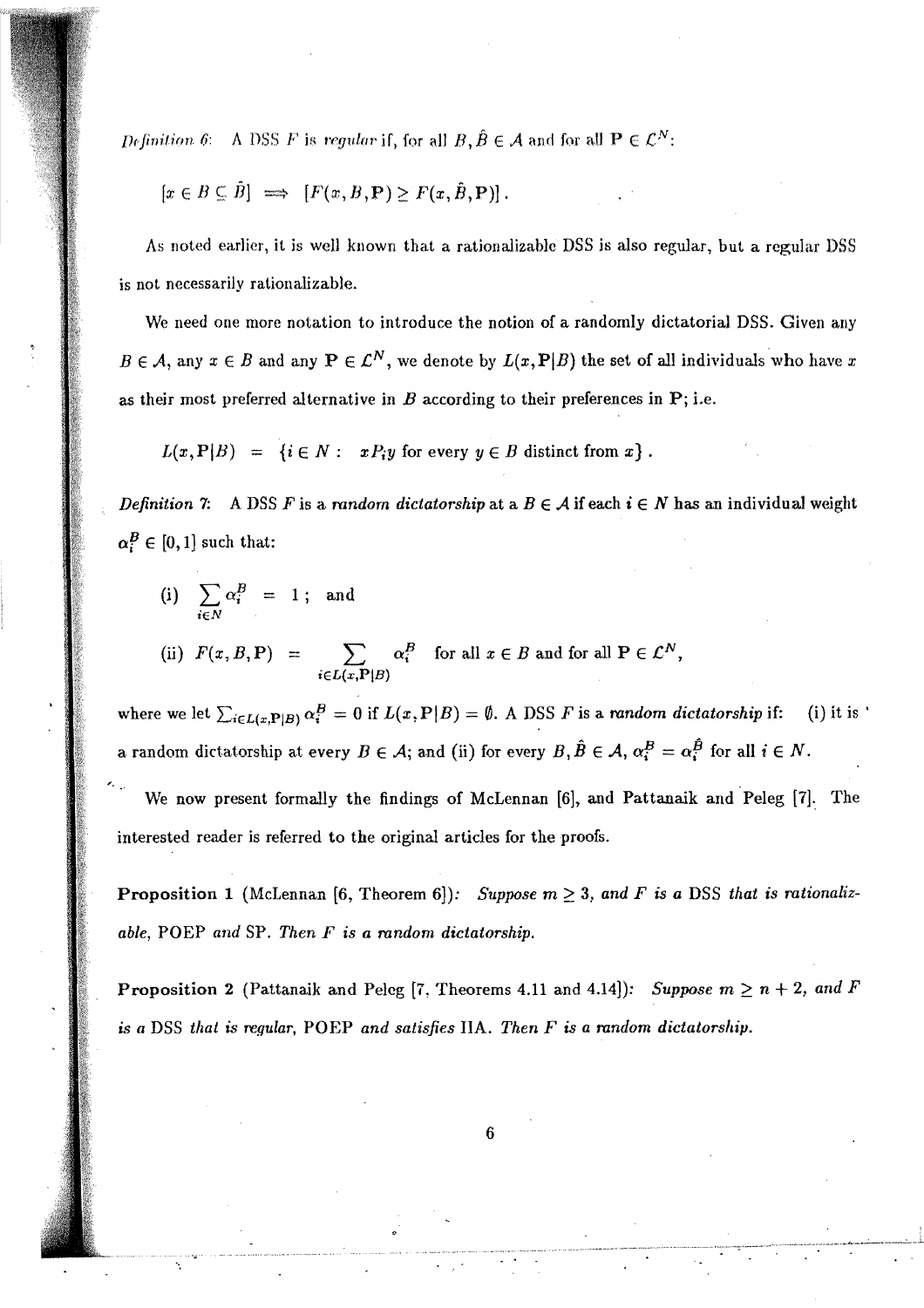*Definition 6*: A DSS $F$ is *regular* if, for all $B, \hat{B} \in \mathcal{A}$ and for all $\mathbf{P} \in \mathcal{L}^N$:

$$[x \in B \subseteq \hat{B}] \implies [F(x, B, \mathbf{P}) \geq F(x, \hat{B}, \mathbf{P})] .$$

As noted earlier, it is well known that a rationalizable DSS is also regular, but a regular DSS is not necessarily rationalizable.

We need one more notation to introduce the notion of a randomly dictatorial DSS. Given any $B \in \mathcal{A}$, any $x \in B$ and any $\mathbf{P} \in \mathcal{L}^N$, we denote by $L(x, \mathbf{P}|B)$ the set of all individuals who have $x$ as their most preferred alternative in $B$ according to their preferences in $\mathbf{P}$; i.e.

$$L(x, \mathbf{P}|B) = \{i \in N : \ xP_i y \text{ for every } y \in B \text{ distinct from } x\} .$$

*Definition 7*: A DSS $F$ is a *random dictatorship* at a $B \in \mathcal{A}$ if each $i \in N$ has an individual weight $\alpha_i^B \in [0, 1]$ such that:

(i) $\sum_{i \in N} \alpha_i^B = 1$; and

(ii) $F(x, B, \mathbf{P}) = \sum_{i \in L(x, \mathbf{P}|B)} \alpha_i^B$ for all $x \in B$ and for all $\mathbf{P} \in \mathcal{L}^N$,

where we let $\sum_{i \in L(x, \mathbf{P}|B)} \alpha_i^B = 0$ if $L(x, \mathbf{P}|B) = \emptyset$. A DSS $F$ is a *random dictatorship* if: (i) it is a random dictatorship at every $B \in \mathcal{A}$; and (ii) for every $B, \hat{B} \in \mathcal{A}$, $\alpha_i^B = \alpha_i^{\hat{B}}$ for all $i \in N$.

We now present formally the findings of McLennan [6], and Pattanaik and Peleg [7]. The interested reader is referred to the original articles for the proofs.

**Proposition 1** (McLennan [6, Theorem 6]): *Suppose $m \geq 3$, and $F$ is a* DSS *that is rationalizable,* POEP *and* SP. *Then $F$ is a random dictatorship.*

**Proposition 2** (Pattanaik and Peleg [7, Theorems 4.11 and 4.14]): *Suppose $m \geq n + 2$, and $F$ is a* DSS *that is regular,* POEP *and satisfies* IIA. *Then $F$ is a random dictatorship.*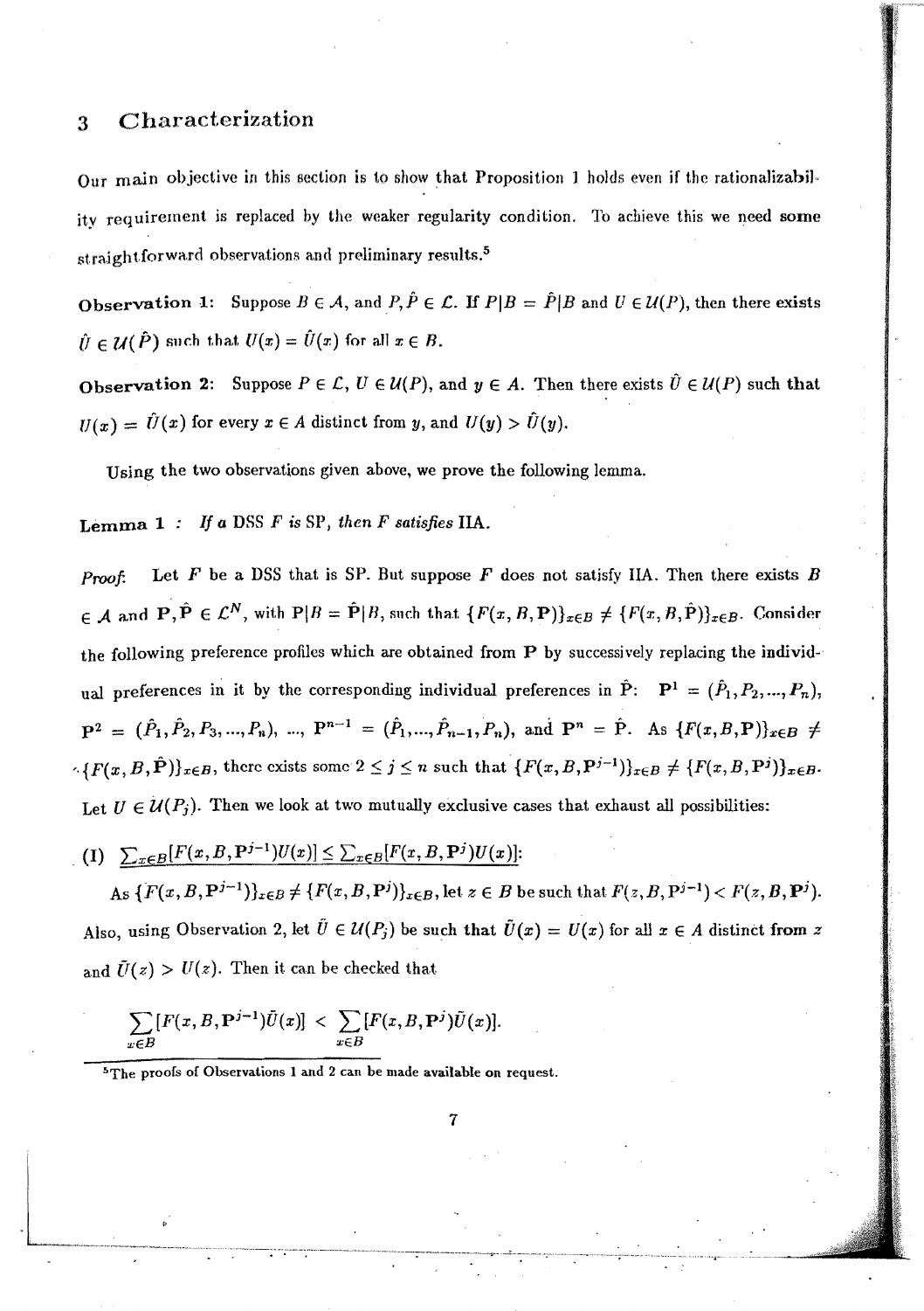## 3 Characterization

Our main objective in this section is to show that Proposition 1 holds even if the rationalizability requirement is replaced by the weaker regularity condition. To achieve this we need some straightforward observations and preliminary results.[5]

**Observation 1:** Suppose $B \in \mathcal{A}$, and $P, \hat{P} \in \mathcal{L}$. If $P|B = \hat{P}|B$ and $U \in \mathcal{U}(P)$, then there exists $\hat{U} \in \mathcal{U}(\hat{P})$ such that $U(x) = \hat{U}(x)$ for all $x \in B$.

**Observation 2:** Suppose $P \in \mathcal{L}$, $U \in \mathcal{U}(P)$, and $y \in A$. Then there exists $\hat{U} \in \mathcal{U}(P)$ such that $U(x) = \hat{U}(x)$ for every $x \in A$ distinct from $y$, and $U(y) > \hat{U}(y)$.

Using the two observations given above, we prove the following lemma.

**Lemma 1** : *If a DSS $F$ is SP, then $F$ satisfies IIA.*

*Proof*: Let $F$ be a DSS that is SP. But suppose $F$ does not satisfy IIA. Then there exists $B \in \mathcal{A}$ and $\mathbf{P}, \hat{\mathbf{P}} \in \mathcal{L}^N$, with $\mathbf{P}|B = \hat{\mathbf{P}}|B$, such that $\{F(x, B, \mathbf{P})\}_{x \in B} \neq \{F(x, B, \hat{\mathbf{P}})\}_{x \in B}$. Consider the following preference profiles which are obtained from $\mathbf{P}$ by successively replacing the individual preferences in it by the corresponding individual preferences in $\hat{\mathbf{P}}$: $\mathbf{P}^1 = (\hat{P}_1, P_2, ..., P_n)$, $\mathbf{P}^2 = (\hat{P}_1, \hat{P}_2, P_3, ..., P_n)$, ..., $\mathbf{P}^{n-1} = (\hat{P}_1, ..., \hat{P}_{n-1}, P_n)$, and $\mathbf{P}^n = \hat{\mathbf{P}}$. As $\{F(x, B, \mathbf{P})\}_{x \in B} \neq \{F(x, B, \hat{\mathbf{P}})\}_{x \in B}$, there exists some $2 \leq j \leq n$ such that $\{F(x, B, \mathbf{P}^{j-1})\}_{x \in B} \neq \{F(x, B, \mathbf{P}^j)\}_{x \in B}$. Let $U \in \mathcal{U}(P_j)$. Then we look at two mutually exclusive cases that exhaust all possibilities:

(I) $\sum_{x \in B}[F(x, B, \mathbf{P}^{j-1})U(x)] \leq \sum_{x \in B}[F(x, B, \mathbf{P}^j)U(x)]$:

As $\{F(x, B, \mathbf{P}^{j-1})\}_{x \in B} \neq \{F(x, B, \mathbf{P}^j)\}_{x \in B}$, let $z \in B$ be such that $F(z, B, \mathbf{P}^{j-1}) < F(z, B, \mathbf{P}^j)$. Also, using Observation 2, let $\tilde{U} \in \mathcal{U}(P_j)$ be such that $\tilde{U}(x) = U(x)$ for all $x \in A$ distinct from $z$ and $\tilde{U}(z) > U(z)$. Then it can be checked that

$$\sum_{x \in B}[F(x, B, \mathbf{P}^{j-1})\tilde{U}(x)] < \sum_{x \in B}[F(x, B, \mathbf{P}^j)\tilde{U}(x)].$$

[5] The proofs of Observations 1 and 2 can be made available on request.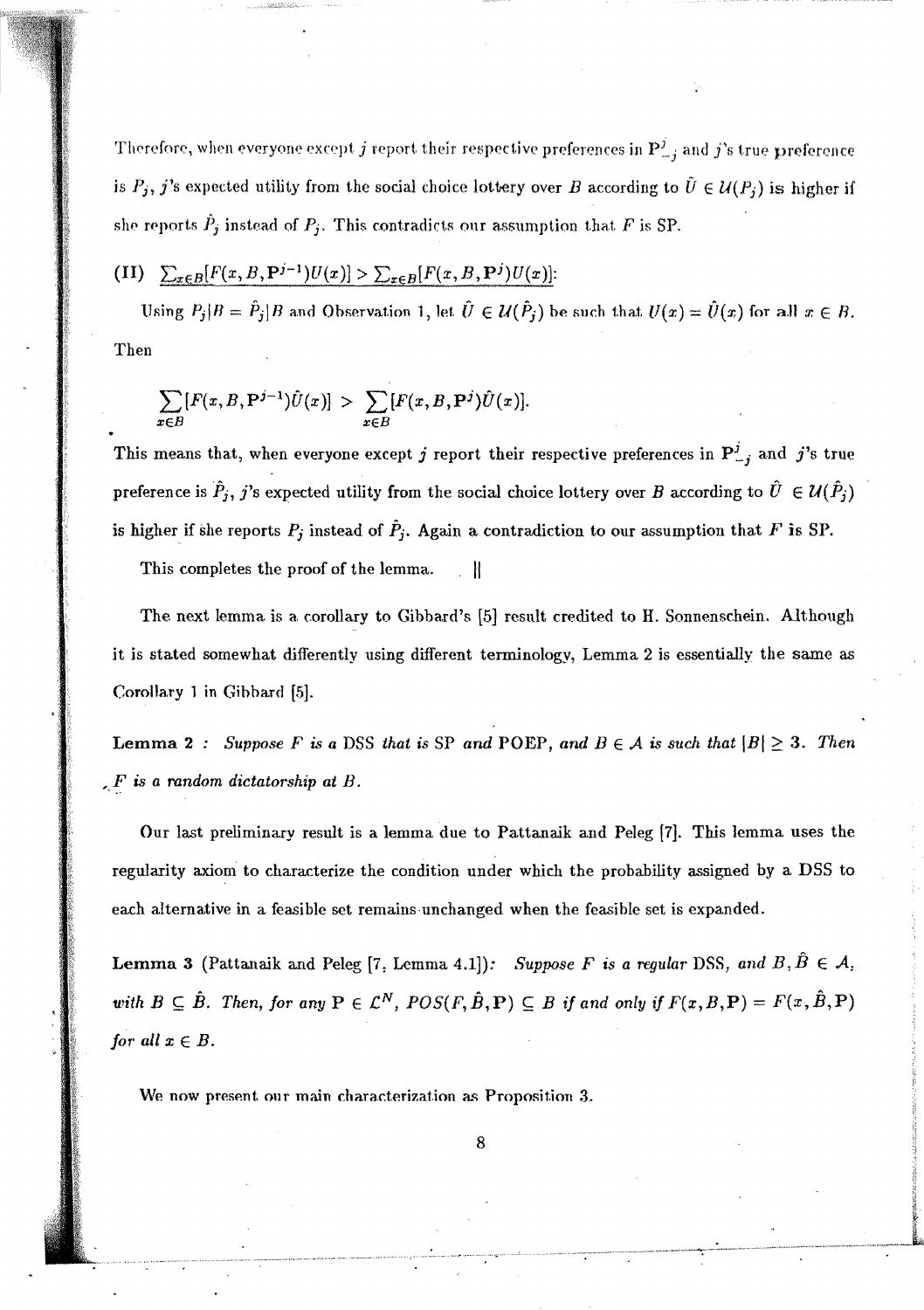Therefore, when everyone except $j$ report their respective preferences in $\mathbf{P}^j_{-j}$ and $j$'s true preference is $P_j$, $j$'s expected utility from the social choice lottery over $B$ according to $\tilde{U} \in \mathcal{U}(P_j)$ is higher if she reports $\hat{P}_j$ instead of $P_j$. This contradicts our assumption that $F$ is SP.

**(II)** $\sum_{x \in B}[F(x, B, \mathbf{P}^{j-1})U(x)] > \sum_{x \in B}[F(x, B, \mathbf{P}^j)U(x)]$:

Using $P_j|B = \hat{P}_j|B$ and Observation 1, let $\hat{U} \in \mathcal{U}(\hat{P}_j)$ be such that $U(x) = \hat{U}(x)$ for all $x \in B$. Then

$$\sum_{x \in B}[F(x, B, \mathbf{P}^{j-1})\hat{U}(x)] > \sum_{x \in B}[F(x, B, \mathbf{P}^j)\hat{U}(x)].$$

This means that, when everyone except $j$ report their respective preferences in $\mathbf{P}^j_{-j}$ and $j$'s true preference is $\hat{P}_j$, $j$'s expected utility from the social choice lottery over $B$ according to $\hat{U} \in \mathcal{U}(\hat{P}_j)$ is higher if she reports $P_j$ instead of $\hat{P}_j$. Again a contradiction to our assumption that $F$ is SP.

This completes the proof of the lemma. ||

The next lemma is a corollary to Gibbard's [5] result credited to H. Sonnenschein. Although it is stated somewhat differently using different terminology, Lemma 2 is essentially the same as Corollary 1 in Gibbard [5].

**Lemma 2** : *Suppose $F$ is a* DSS *that is* SP *and* POEP, *and $B \in \mathcal{A}$ is such that $|B| \geq 3$. Then $F$ is a random dictatorship at $B$.*

Our last preliminary result is a lemma due to Pattanaik and Peleg [7]. This lemma uses the regularity axiom to characterize the condition under which the probability assigned by a DSS to each alternative in a feasible set remains unchanged when the feasible set is expanded.

**Lemma 3** (Pattanaik and Peleg [7, Lemma 4.1]): *Suppose $F$ is a regular* DSS, *and $B, \hat{B} \in \mathcal{A}$, with $B \subseteq \hat{B}$. Then, for any $\mathbf{P} \in \mathcal{L}^N$, $POS(F, \hat{B}, \mathbf{P}) \subseteq B$ if and only if $F(x, B, \mathbf{P}) = F(x, \hat{B}, \mathbf{P})$ for all $x \in B$.*

We now present our main characterization as Proposition 3.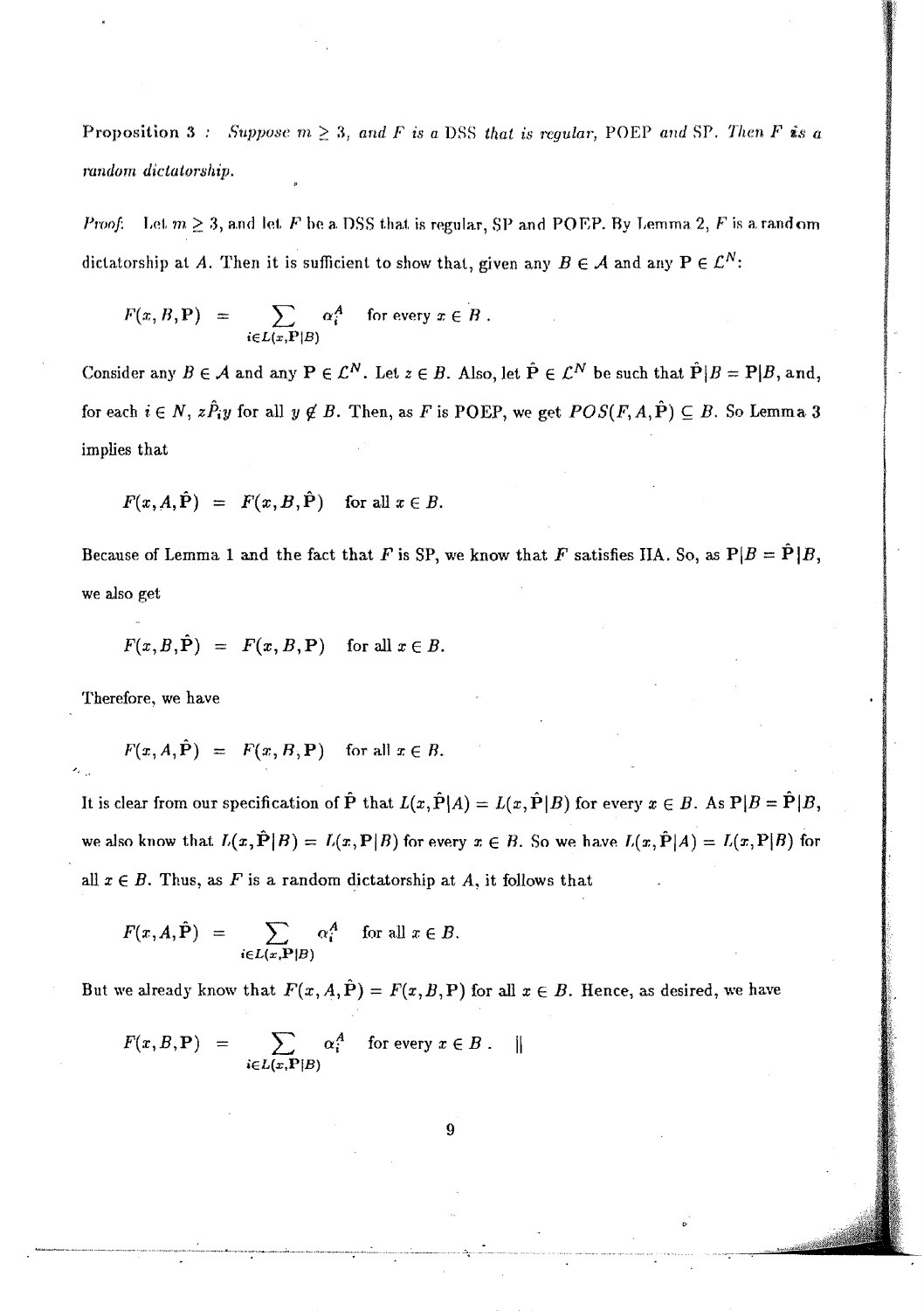**Proposition 3 :** *Suppose $m \geq 3$, and $F$ is a* DSS *that is regular,* POEP *and* SP. *Then $F$ is a random dictatorship.*

*Proof.* Let $m \geq 3$, and let $F$ be a DSS that is regular, SP and POEP. By Lemma 2, $F$ is a random dictatorship at $A$. Then it is sufficient to show that, given any $B \in \mathcal{A}$ and any $\mathbf{P} \in \mathcal{L}^N$:

$$F(x, B, \mathbf{P}) = \sum_{i \in L(x, \mathbf{P}|B)} \alpha_i^A \quad \text{for every } x \in B .$$

Consider any $B \in \mathcal{A}$ and any $\mathbf{P} \in \mathcal{L}^N$. Let $z \in B$. Also, let $\hat{\mathbf{P}} \in \mathcal{L}^N$ be such that $\hat{\mathbf{P}}|B = \mathbf{P}|B$, and, for each $i \in N$, $z\hat{P}_i y$ for all $y \notin B$. Then, as $F$ is POEP, we get $POS(F, A, \hat{\mathbf{P}}) \subseteq B$. So Lemma 3 implies that

$$F(x, A, \hat{\mathbf{P}}) = F(x, B, \hat{\mathbf{P}}) \quad \text{for all } x \in B.$$

Because of Lemma 1 and the fact that $F$ is SP, we know that $F$ satisfies IIA. So, as $\mathbf{P}|B = \hat{\mathbf{P}}|B$, we also get

$$F(x, B, \hat{\mathbf{P}}) = F(x, B, \mathbf{P}) \quad \text{for all } x \in B.$$

Therefore, we have

$$F(x, A, \hat{\mathbf{P}}) = F(x, B, \mathbf{P}) \quad \text{for all } x \in B.$$

It is clear from our specification of $\hat{\mathbf{P}}$ that $L(x, \hat{\mathbf{P}}|A) = L(x, \hat{\mathbf{P}}|B)$ for every $x \in B$. As $\mathbf{P}|B = \hat{\mathbf{P}}|B$, we also know that $L(x, \hat{\mathbf{P}}|B) = L(x, \mathbf{P}|B)$ for every $x \in B$. So we have $L(x, \hat{\mathbf{P}}|A) = L(x, \mathbf{P}|B)$ for all $x \in B$. Thus, as $F$ is a random dictatorship at $A$, it follows that

$$F(x, A, \hat{\mathbf{P}}) = \sum_{i \in L(x, \mathbf{P}|B)} \alpha_i^A \quad \text{for all } x \in B.$$

But we already know that $F(x, A, \hat{\mathbf{P}}) = F(x, B, \mathbf{P})$ for all $x \in B$. Hence, as desired, we have

$$F(x, B, \mathbf{P}) = \sum_{i \in L(x, \mathbf{P}|B)} \alpha_i^A \quad \text{for every } x \in B . \quad \|$$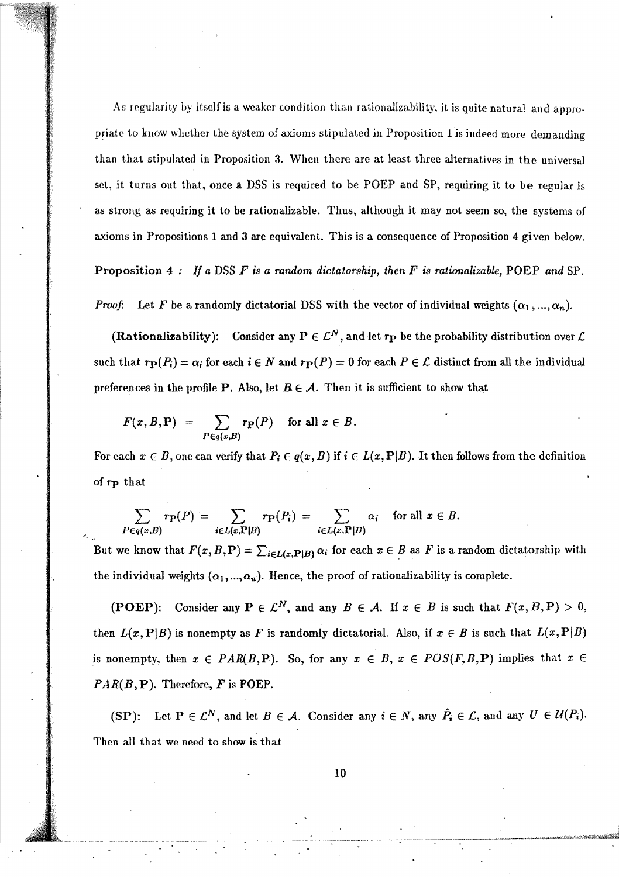As regularity by itself is a weaker condition than rationalizability, it is quite natural and appropriate to know whether the system of axioms stipulated in Proposition 1 is indeed more demanding than that stipulated in Proposition 3. When there are at least three alternatives in the universal set, it turns out that, once a DSS is required to be POEP and SP, requiring it to be regular is as strong as requiring it to be rationalizable. Thus, although it may not seem so, the systems of axioms in Propositions 1 and 3 are equivalent. This is a consequence of Proposition 4 given below.

**Proposition 4 :** *If a* DSS $F$ *is a random dictatorship, then* $F$ *is rationalizable,* POEP *and* SP.

*Proof*: Let $F$ be a randomly dictatorial DSS with the vector of individual weights $(\alpha_1, ..., \alpha_n)$.

**(Rationalizability):** Consider any $\mathbf{P} \in \mathcal{L}^N$, and let $r_{\mathbf{P}}$ be the probability distribution over $\mathcal{L}$ such that $r_{\mathbf{P}}(P_i) = \alpha_i$ for each $i \in N$ and $r_{\mathbf{P}}(P) = 0$ for each $P \in \mathcal{L}$ distinct from all the individual preferences in the profile $\mathbf{P}$. Also, let $B \in \mathcal{A}$. Then it is sufficient to show that

$$F(x, B, \mathbf{P}) = \sum_{P \in q(x,B)} r_{\mathbf{P}}(P) \quad \text{for all } x \in B.$$

For each $x \in B$, one can verify that $P_i \in q(x, B)$ if $i \in L(x, \mathbf{P}|B)$. It then follows from the definition of $r_{\mathbf{P}}$ that

$$\sum_{P \in q(x,B)} r_{\mathbf{P}}(P) = \sum_{i \in L(x,\mathbf{P}|B)} r_{\mathbf{P}}(P_i) = \sum_{i \in L(x,\mathbf{P}|B)} \alpha_i \quad \text{for all } x \in B.$$

But we know that $F(x, B, \mathbf{P}) = \sum_{i \in L(x,\mathbf{P}|B)} \alpha_i$ for each $x \in B$ as $F$ is a random dictatorship with the individual weights $(\alpha_1, ..., \alpha_n)$. Hence, the proof of rationalizability is complete.

**(POEP):** Consider any $\mathbf{P} \in \mathcal{L}^N$, and any $B \in \mathcal{A}$. If $x \in B$ is such that $F(x, B, \mathbf{P}) > 0$, then $L(x, \mathbf{P}|B)$ is nonempty as $F$ is randomly dictatorial. Also, if $x \in B$ is such that $L(x, \mathbf{P}|B)$ is nonempty, then $x \in PAR(B, \mathbf{P})$. So, for any $x \in B$, $x \in POS(F, B, \mathbf{P})$ implies that $x \in PAR(B, \mathbf{P})$. Therefore, $F$ is POEP.

**(SP):** Let $\mathbf{P} \in \mathcal{L}^N$, and let $B \in \mathcal{A}$. Consider any $i \in N$, any $\hat{P}_i \in \mathcal{L}$, and any $U \in \mathcal{U}(P_i)$. Then all that we need to show is that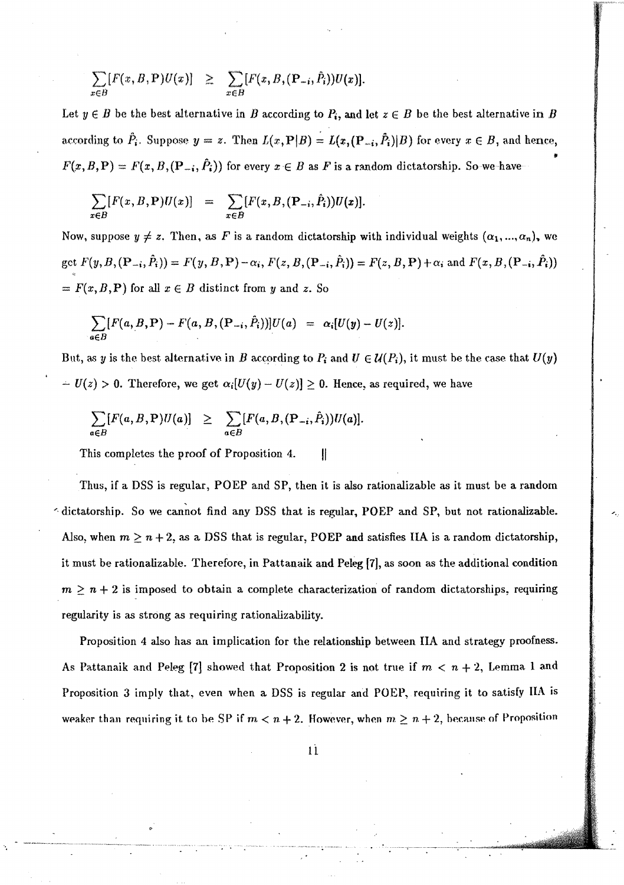$$\sum_{x \in B}[F(x,B,\mathbf{P})U(x)] \quad \geq \quad \sum_{x \in B}[F(x,B,(\mathbf{P}_{-i},\hat{P}_i))U(x)].$$

Let $y \in B$ be the best alternative in $B$ according to $P_i$, and let $z \in B$ be the best alternative in $B$ according to $\hat{P}_i$. Suppose $y = z$. Then $L(x,\mathbf{P}|B) = L(x,(\mathbf{P}_{-i},\hat{P}_i)|B)$ for every $x \in B$, and hence, $F(x,B,\mathbf{P}) = F(x,B,(\mathbf{P}_{-i},\hat{P}_i))$ for every $x \in B$ as $F$ is a random dictatorship. So we have

$$\sum_{x \in B}[F(x,B,\mathbf{P})U(x)] \quad = \quad \sum_{x \in B}[F(x,B,(\mathbf{P}_{-i},\hat{P}_i))U(x)].$$

Now, suppose $y \neq z$. Then, as $F$ is a random dictatorship with individual weights $(\alpha_1,...,\alpha_n)$, we get $F(y,B,(\mathbf{P}_{-i},\hat{P}_i)) = F(y,B,\mathbf{P}) - \alpha_i$, $F(z,B,(\mathbf{P}_{-i},\hat{P}_i)) = F(z,B,\mathbf{P}) + \alpha_i$ and $F(x,B,(\mathbf{P}_{-i},\hat{P}_i))$ $= F(x,B,\mathbf{P})$ for all $x \in B$ distinct from $y$ and $z$. So

$$\sum_{a \in B}[F(a,B,\mathbf{P}) - F(a,B,(\mathbf{P}_{-i},\hat{P}_i))]U(a) \quad = \quad \alpha_i[U(y) - U(z)].$$

But, as $y$ is the best alternative in $B$ according to $P_i$ and $U \in \mathcal{U}(P_i)$, it must be the case that $U(y)$ $- U(z) > 0$. Therefore, we get $\alpha_i[U(y) - U(z)] \geq 0$. Hence, as required, we have

$$\sum_{a \in B}[F(a,B,\mathbf{P})U(a)] \quad \geq \quad \sum_{a \in B}[F(a,B,(\mathbf{P}_{-i},\hat{P}_i))U(a)].$$

This completes the proof of Proposition 4. $\|$

Thus, if a DSS is regular, POEP and SP, then it is also rationalizable as it must be a random dictatorship. So we cannot find any DSS that is regular, POEP and SP, but not rationalizable. Also, when $m \geq n+2$, as a DSS that is regular, POEP and satisfies IIA is a random dictatorship, it must be rationalizable. Therefore, in Pattanaik and Peleg [7], as soon as the additional condition $m \geq n+2$ is imposed to obtain a complete characterization of random dictatorships, requiring regularity is as strong as requiring rationalizability.

Proposition 4 also has an implication for the relationship between IIA and strategy proofness. As Pattanaik and Peleg [7] showed that Proposition 2 is not true if $m < n+2$, Lemma 1 and Proposition 3 imply that, even when a DSS is regular and POEP, requiring it to satisfy IIA is weaker than requiring it to be SP if $m < n+2$. However, when $m \geq n+2$, because of Proposition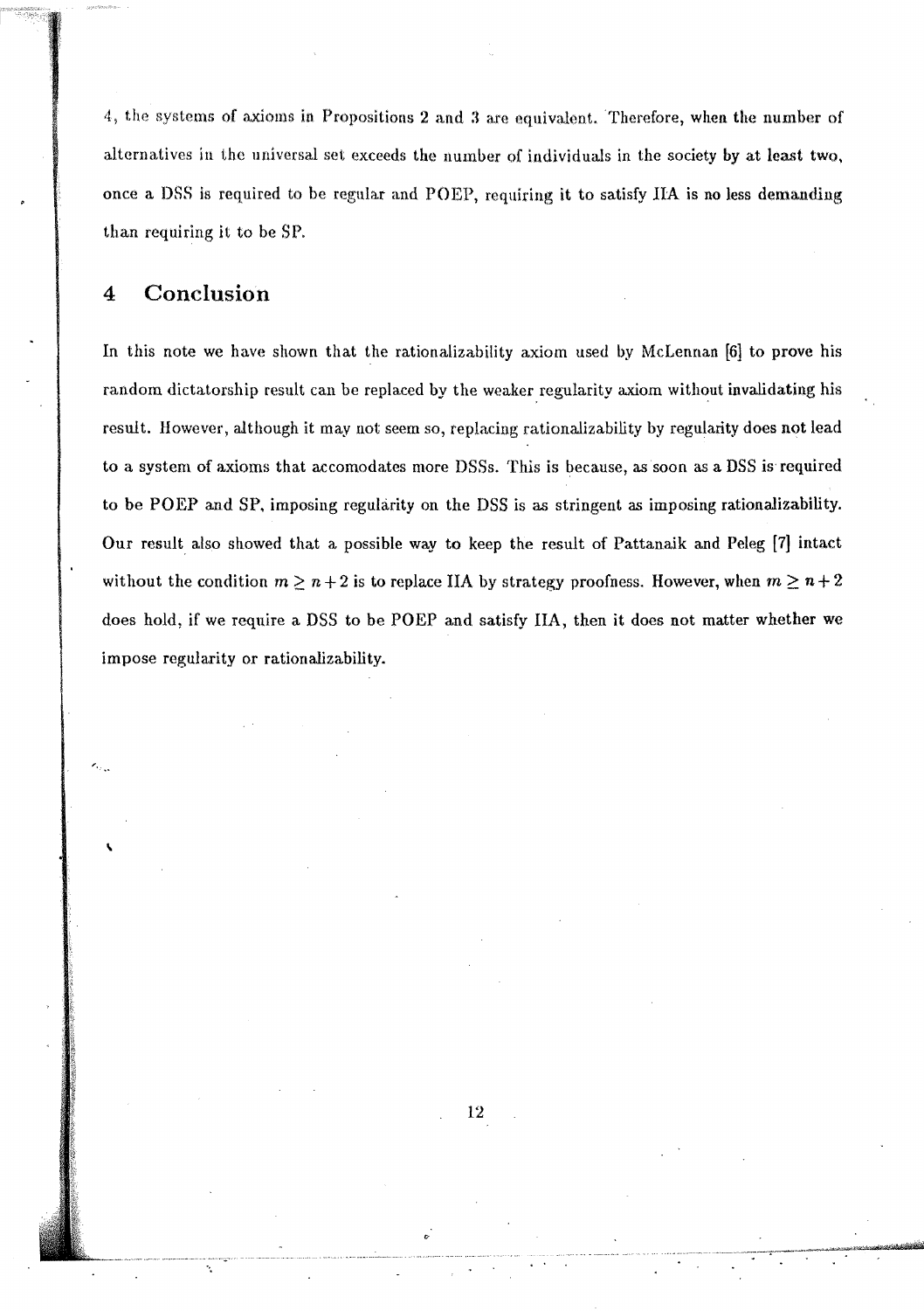4, the systems of axioms in Propositions 2 and 3 are equivalent. Therefore, when the number of alternatives in the universal set exceeds the number of individuals in the society by at least two, once a DSS is required to be regular and POEP, requiring it to satisfy IIA is no less demanding than requiring it to be SP.

## 4 Conclusion

In this note we have shown that the rationalizability axiom used by McLennan [6] to prove his random dictatorship result can be replaced by the weaker regularity axiom without invalidating his result. However, although it may not seem so, replacing rationalizability by regularity does not lead to a system of axioms that accomodates more DSSs. This is because, as soon as a DSS is required to be POEP and SP, imposing regularity on the DSS is as stringent as imposing rationalizability. Our result also showed that a possible way to keep the result of Pattanaik and Peleg [7] intact without the condition $m \geq n+2$ is to replace IIA by strategy proofness. However, when $m \geq n+2$ does hold, if we require a DSS to be POEP and satisfy IIA, then it does not matter whether we impose regularity or rationalizability.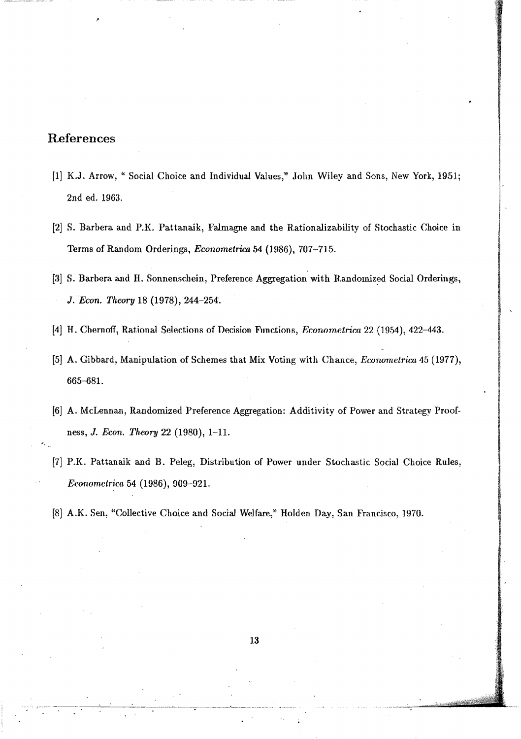## References

[1] K.J. Arrow, " Social Choice and Individual Values," John Wiley and Sons, New York, 1951; 2nd ed. 1963.

[2] S. Barbera and P.K. Pattanaik, Falmagne and the Rationalizability of Stochastic Choice in Terms of Random Orderings, *Econometrica* 54 (1986), 707–715.

[3] S. Barbera and H. Sonnenschein, Preference Aggregation with Randomized Social Orderings, *J. Econ. Theory* 18 (1978), 244–254.

[4] H. Chernoff, Rational Selections of Decision Functions, *Econometrica* 22 (1954), 422–443.

[5] A. Gibbard, Manipulation of Schemes that Mix Voting with Chance, *Econometrica* 45 (1977), 665–681.

[6] A. McLennan, Randomized Preference Aggregation: Additivity of Power and Strategy Proofness, *J. Econ. Theory* 22 (1980), 1–11.

[7] P.K. Pattanaik and B. Peleg, Distribution of Power under Stochastic Social Choice Rules, *Econometrica* 54 (1986), 909–921.

[8] A.K. Sen, "Collective Choice and Social Welfare," Holden Day, San Francisco, 1970.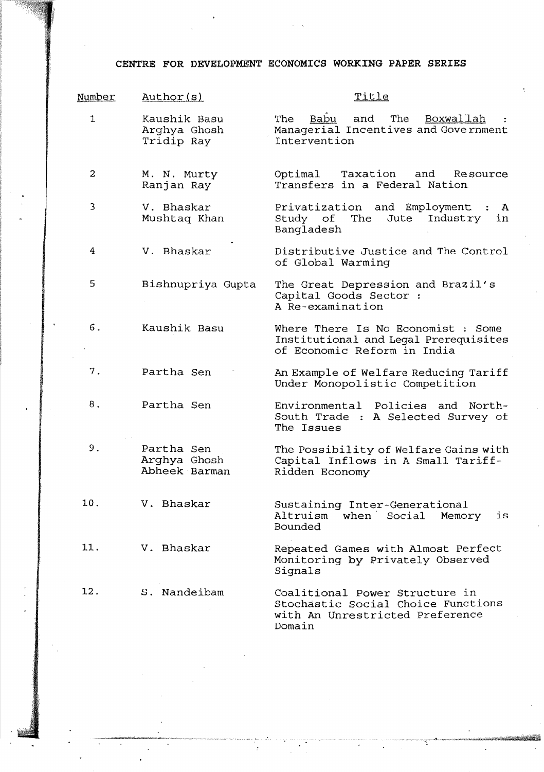# CENTRE FOR DEVELOPMENT ECONOMICS WORKING PAPER SERIES

| Number | Author(s) | Title |
| --- | --- | --- |
| 1 | Kaushik Basu<br>Arghya Ghosh<br>Tridip Ray | The *Babu* and The *Boxwallah* : Managerial Incentives and Government Intervention |
| 2 | M. N. Murty<br>Ranjan Ray | Optimal Taxation and Resource Transfers in a Federal Nation |
| 3 | V. Bhaskar<br>Mushtaq Khan | Privatization and Employment : A Study of The Jute Industry in Bangladesh |
| 4 | V. Bhaskar | Distributive Justice and The Control of Global Warming |
| 5 | Bishnupriya Gupta | The Great Depression and Brazil's Capital Goods Sector : A Re-examination |
| 6. | Kaushik Basu | Where There Is No Economist : Some Institutional and Legal Prerequisites of Economic Reform in India |
| 7. | Partha Sen | An Example of Welfare Reducing Tariff Under Monopolistic Competition |
| 8. | Partha Sen | Environmental Policies and North-South Trade : A Selected Survey of The Issues |
| 9. | Partha Sen<br>Arghya Ghosh<br>Abheek Barman | The Possibility of Welfare Gains with Capital Inflows in A Small Tariff-Ridden Economy |
| 10. | V. Bhaskar | Sustaining Inter-Generational Altruism when Social Memory is Bounded |
| 11. | V. Bhaskar | Repeated Games with Almost Perfect Monitoring by Privately Observed Signals |
| 12. | S. Nandeibam | Coalitional Power Structure in Stochastic Social Choice Functions with An Unrestricted Preference Domain |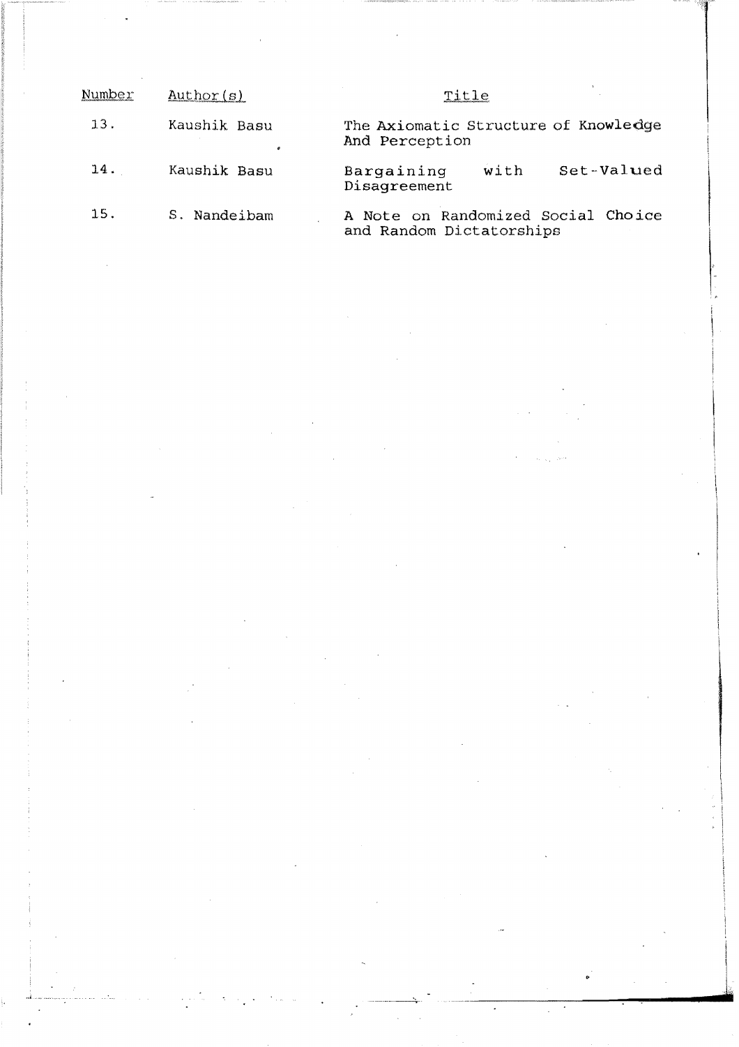| Number | Author(s) | Title |
|---|---|---|
| 13. | Kaushik Basu | The Axiomatic Structure of Knowledge And Perception |
| 14. | Kaushik Basu | Bargaining with Set-Valued Disagreement |
| 15. | S. Nandeibam | A Note on Randomized Social Choice and Random Dictatorships |